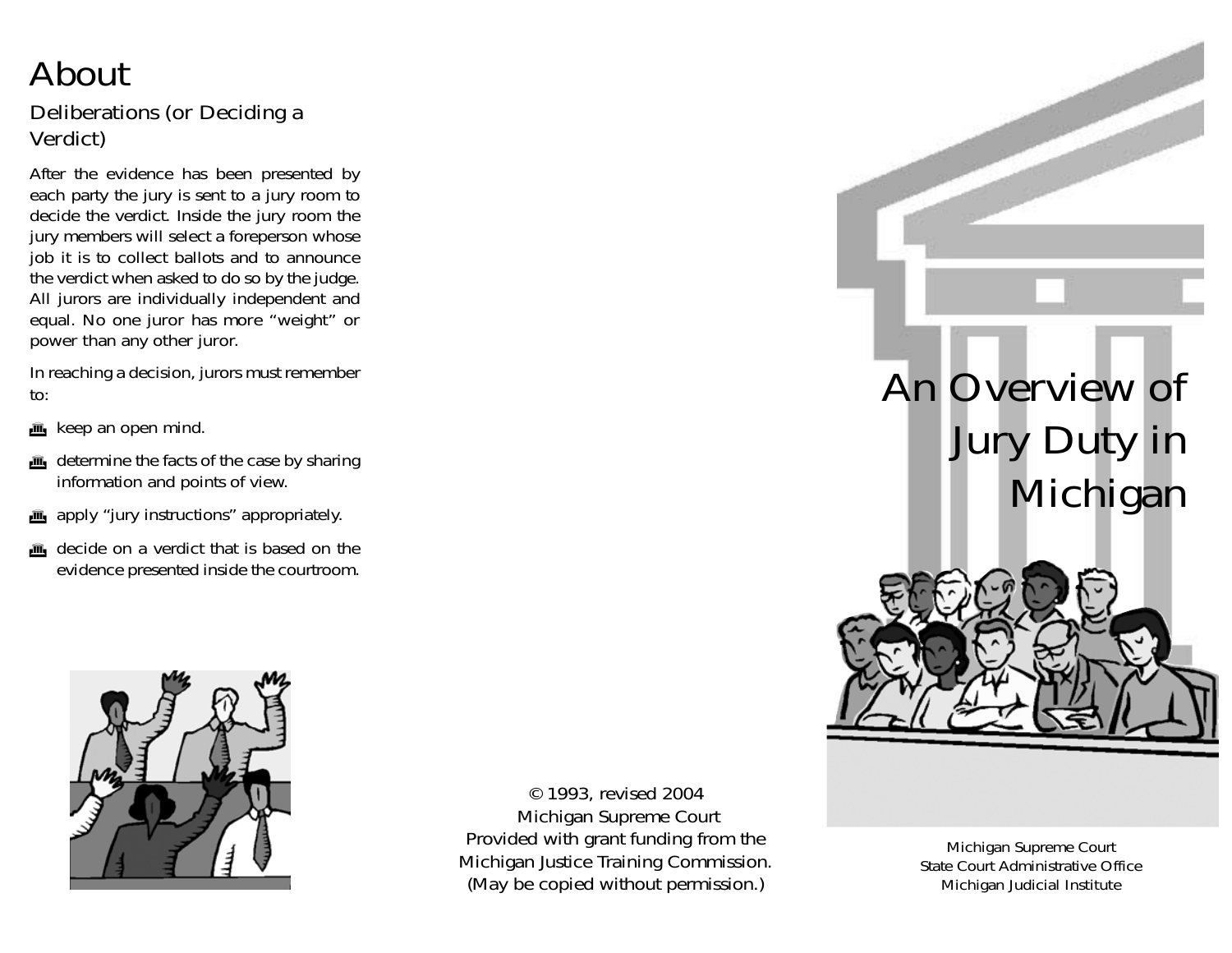# About

## Deliberations (or Deciding a Verdict)

After the evidence has been presented by each party the jury is sent to a jury room to decide the verdict. Inside the jury room the jury members will select a foreperson whose job it is to collect ballots and to announce the verdict when asked to do so by the judge. All jurors are individually independent and equal. No one juror has more "weight" or power than any other juror.

In reaching a decision, jurors must remember to:

- keep an open mind.
- determine the facts of the case by sharing information and points of view.
- apply "jury instructions" appropriately.
- decide on a verdict that is based on the evidence presented inside the courtroom.

© 1993, revised 2004
Michigan Supreme Court
Provided with grant funding from the Michigan Justice Training Commission.
(May be copied without permission.)

# An Overview of Jury Duty in Michigan

Michigan Supreme Court
State Court Administrative Office
Michigan Judicial Institute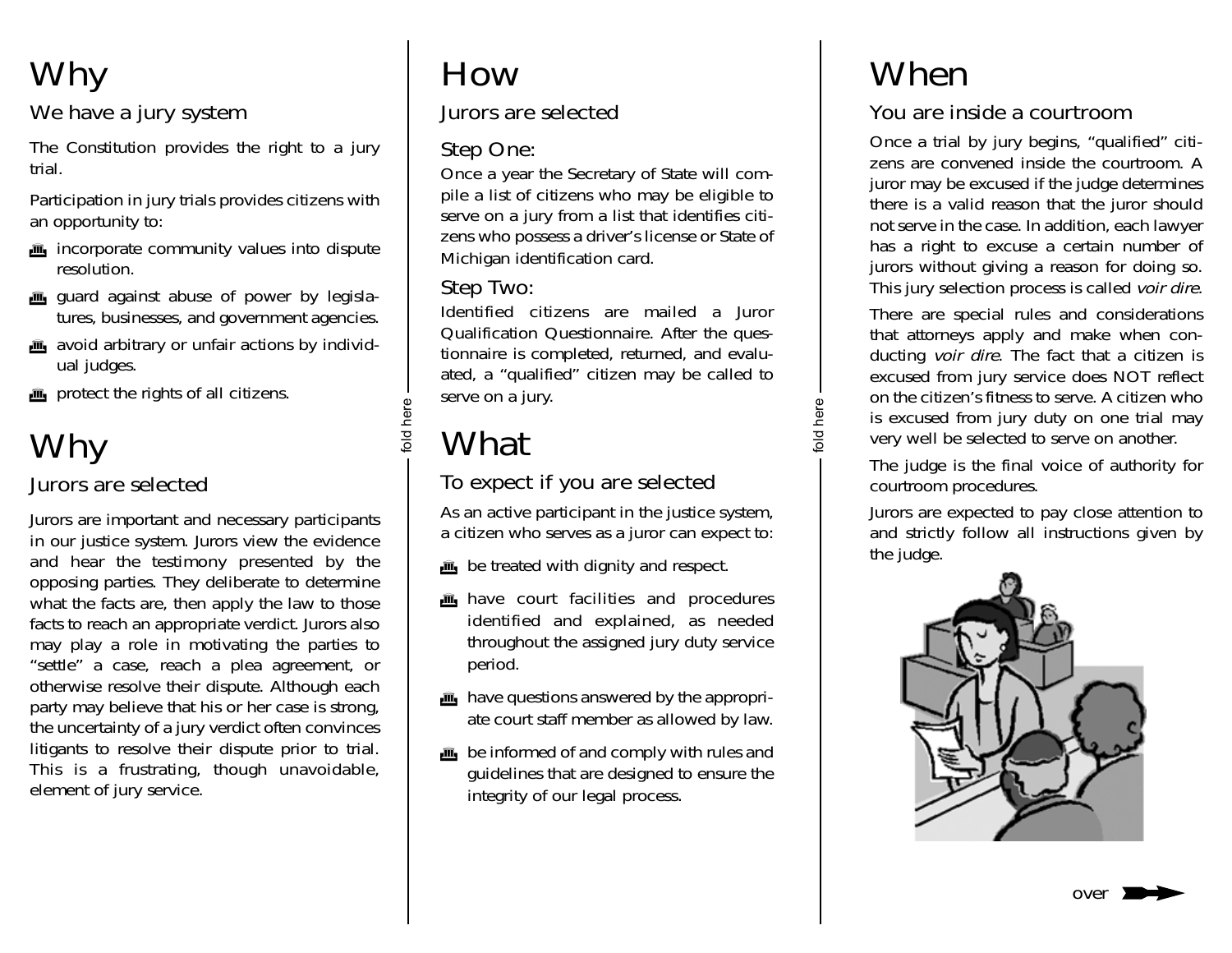# Why

## We have a jury system

The Constitution provides the right to a jury trial.

Participation in jury trials provides citizens with an opportunity to:

- incorporate community values into dispute resolution.
- guard against abuse of power by legislatures, businesses, and government agencies.
- avoid arbitrary or unfair actions by individual judges.
- protect the rights of all citizens.

# Why

## Jurors are selected

Jurors are important and necessary participants in our justice system. Jurors view the evidence and hear the testimony presented by the opposing parties. They deliberate to determine what the facts are, then apply the law to those facts to reach an appropriate verdict. Jurors also may play a role in motivating the parties to "settle" a case, reach a plea agreement, or otherwise resolve their dispute. Although each party may believe that his or her case is strong, the uncertainty of a jury verdict often convinces litigants to resolve their dispute prior to trial. This is a frustrating, though unavoidable, element of jury service.

# How

## Jurors are selected

### Step One:

Once a year the Secretary of State will compile a list of citizens who may be eligible to serve on a jury from a list that identifies citizens who possess a driver's license or State of Michigan identification card.

### Step Two:

Identified citizens are mailed a Juror Qualification Questionnaire. After the questionnaire is completed, returned, and evaluated, a "qualified" citizen may be called to serve on a jury.

# What

## To expect if you are selected

As an active participant in the justice system, a citizen who serves as a juror can expect to:

- be treated with dignity and respect.
- have court facilities and procedures identified and explained, as needed throughout the assigned jury duty service period.
- have questions answered by the appropriate court staff member as allowed by law.
- be informed of and comply with rules and guidelines that are designed to ensure the integrity of our legal process.

# When

## You are inside a courtroom

Once a trial by jury begins, "qualified" citizens are convened inside the courtroom. A juror may be excused if the judge determines there is a valid reason that the juror should not serve in the case. In addition, each lawyer has a right to excuse a certain number of jurors without giving a reason for doing so. This jury selection process is called *voir dire.*

There are special rules and considerations that attorneys apply and make when conducting *voir dire*. The fact that a citizen is excused from jury service does NOT reflect on the citizen's fitness to serve. A citizen who is excused from jury duty on one trial may very well be selected to serve on another.

The judge is the final voice of authority for courtroom procedures.

Jurors are expected to pay close attention to and strictly follow all instructions given by the judge.

over